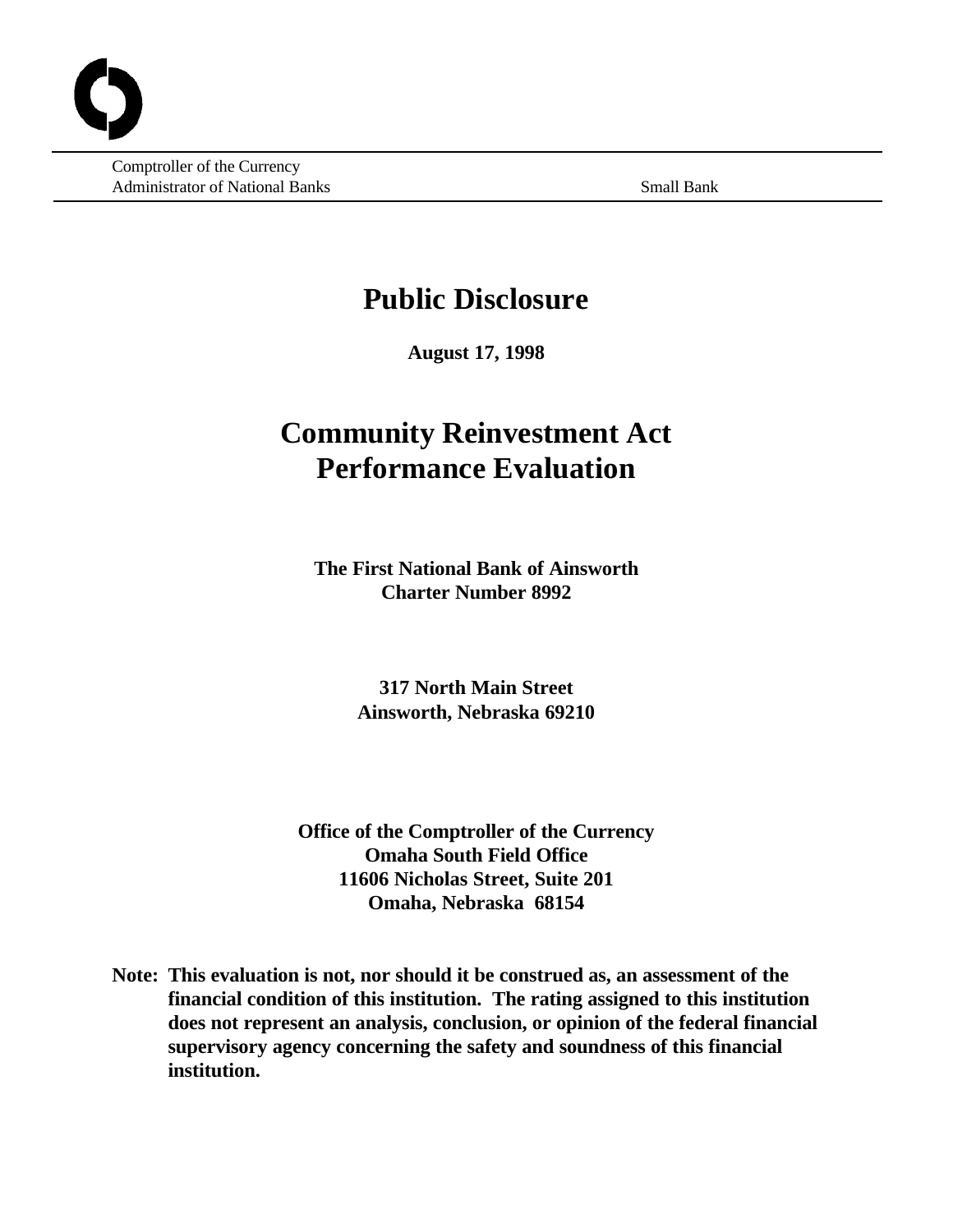Comptroller of the Currency
Administrator of National Banks

Small Bank

# Public Disclosure

**August 17, 1998**

# Community Reinvestment Act Performance Evaluation

**The First National Bank of Ainsworth**
**Charter Number 8992**

**317 North Main Street**
**Ainsworth, Nebraska 69210**

**Office of the Comptroller of the Currency**
**Omaha South Field Office**
**11606 Nicholas Street, Suite 201**
**Omaha, Nebraska 68154**

**Note: This evaluation is not, nor should it be construed as, an assessment of the financial condition of this institution. The rating assigned to this institution does not represent an analysis, conclusion, or opinion of the federal financial supervisory agency concerning the safety and soundness of this financial institution.**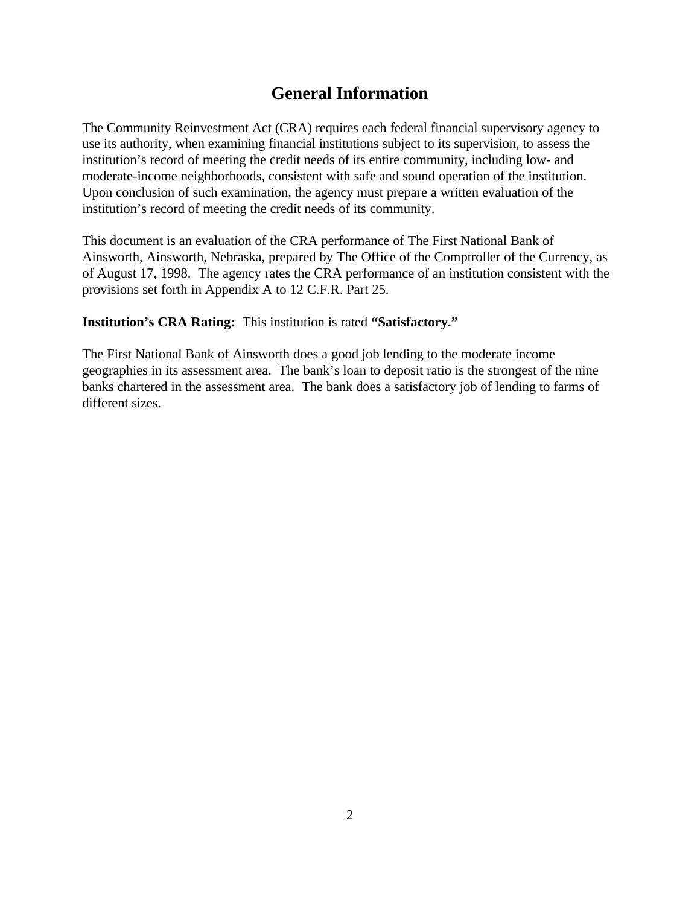# General Information

The Community Reinvestment Act (CRA) requires each federal financial supervisory agency to use its authority, when examining financial institutions subject to its supervision, to assess the institution's record of meeting the credit needs of its entire community, including low- and moderate-income neighborhoods, consistent with safe and sound operation of the institution. Upon conclusion of such examination, the agency must prepare a written evaluation of the institution's record of meeting the credit needs of its community.

This document is an evaluation of the CRA performance of The First National Bank of Ainsworth, Ainsworth, Nebraska, prepared by The Office of the Comptroller of the Currency, as of August 17, 1998. The agency rates the CRA performance of an institution consistent with the provisions set forth in Appendix A to 12 C.F.R. Part 25.

**Institution's CRA Rating:** This institution is rated **"Satisfactory."**

The First National Bank of Ainsworth does a good job lending to the moderate income geographies in its assessment area. The bank's loan to deposit ratio is the strongest of the nine banks chartered in the assessment area. The bank does a satisfactory job of lending to farms of different sizes.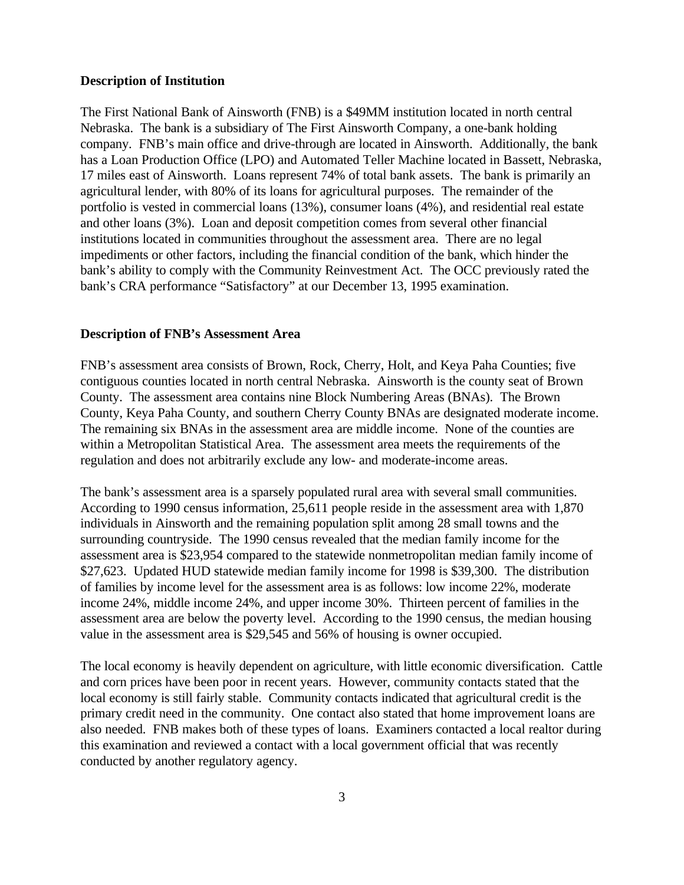**Description of Institution**

The First National Bank of Ainsworth (FNB) is a $49MM institution located in north central Nebraska. The bank is a subsidiary of The First Ainsworth Company, a one-bank holding company. FNB's main office and drive-through are located in Ainsworth. Additionally, the bank has a Loan Production Office (LPO) and Automated Teller Machine located in Bassett, Nebraska, 17 miles east of Ainsworth. Loans represent 74% of total bank assets. The bank is primarily an agricultural lender, with 80% of its loans for agricultural purposes. The remainder of the portfolio is vested in commercial loans (13%), consumer loans (4%), and residential real estate and other loans (3%). Loan and deposit competition comes from several other financial institutions located in communities throughout the assessment area. There are no legal impediments or other factors, including the financial condition of the bank, which hinder the bank's ability to comply with the Community Reinvestment Act. The OCC previously rated the bank's CRA performance "Satisfactory" at our December 13, 1995 examination.

**Description of FNB's Assessment Area**

FNB's assessment area consists of Brown, Rock, Cherry, Holt, and Keya Paha Counties; five contiguous counties located in north central Nebraska. Ainsworth is the county seat of Brown County. The assessment area contains nine Block Numbering Areas (BNAs). The Brown County, Keya Paha County, and southern Cherry County BNAs are designated moderate income. The remaining six BNAs in the assessment area are middle income. None of the counties are within a Metropolitan Statistical Area. The assessment area meets the requirements of the regulation and does not arbitrarily exclude any low- and moderate-income areas.

The bank's assessment area is a sparsely populated rural area with several small communities. According to 1990 census information, 25,611 people reside in the assessment area with 1,870 individuals in Ainsworth and the remaining population split among 28 small towns and the surrounding countryside. The 1990 census revealed that the median family income for the assessment area is $23,954 compared to the statewide nonmetropolitan median family income of $27,623. Updated HUD statewide median family income for 1998 is $39,300. The distribution of families by income level for the assessment area is as follows: low income 22%, moderate income 24%, middle income 24%, and upper income 30%. Thirteen percent of families in the assessment area are below the poverty level. According to the 1990 census, the median housing value in the assessment area is $29,545 and 56% of housing is owner occupied.

The local economy is heavily dependent on agriculture, with little economic diversification. Cattle and corn prices have been poor in recent years. However, community contacts stated that the local economy is still fairly stable. Community contacts indicated that agricultural credit is the primary credit need in the community. One contact also stated that home improvement loans are also needed. FNB makes both of these types of loans. Examiners contacted a local realtor during this examination and reviewed a contact with a local government official that was recently conducted by another regulatory agency.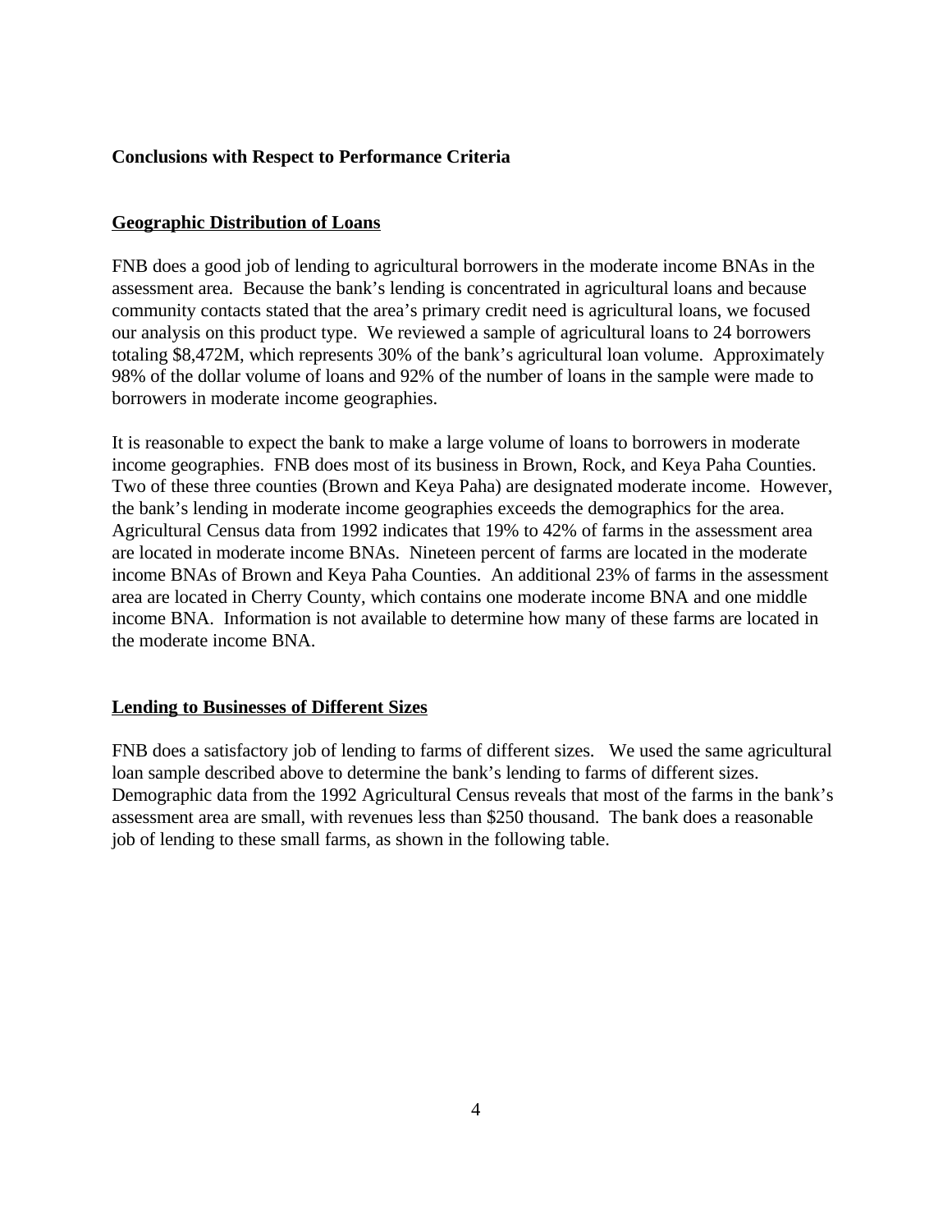**Conclusions with Respect to Performance Criteria**

## Geographic Distribution of Loans

FNB does a good job of lending to agricultural borrowers in the moderate income BNAs in the assessment area. Because the bank's lending is concentrated in agricultural loans and because community contacts stated that the area's primary credit need is agricultural loans, we focused our analysis on this product type. We reviewed a sample of agricultural loans to 24 borrowers totaling $8,472M, which represents 30% of the bank's agricultural loan volume. Approximately 98% of the dollar volume of loans and 92% of the number of loans in the sample were made to borrowers in moderate income geographies.

It is reasonable to expect the bank to make a large volume of loans to borrowers in moderate income geographies. FNB does most of its business in Brown, Rock, and Keya Paha Counties. Two of these three counties (Brown and Keya Paha) are designated moderate income. However, the bank's lending in moderate income geographies exceeds the demographics for the area. Agricultural Census data from 1992 indicates that 19% to 42% of farms in the assessment area are located in moderate income BNAs. Nineteen percent of farms are located in the moderate income BNAs of Brown and Keya Paha Counties. An additional 23% of farms in the assessment area are located in Cherry County, which contains one moderate income BNA and one middle income BNA. Information is not available to determine how many of these farms are located in the moderate income BNA.

## Lending to Businesses of Different Sizes

FNB does a satisfactory job of lending to farms of different sizes. We used the same agricultural loan sample described above to determine the bank's lending to farms of different sizes. Demographic data from the 1992 Agricultural Census reveals that most of the farms in the bank's assessment area are small, with revenues less than $250 thousand. The bank does a reasonable job of lending to these small farms, as shown in the following table.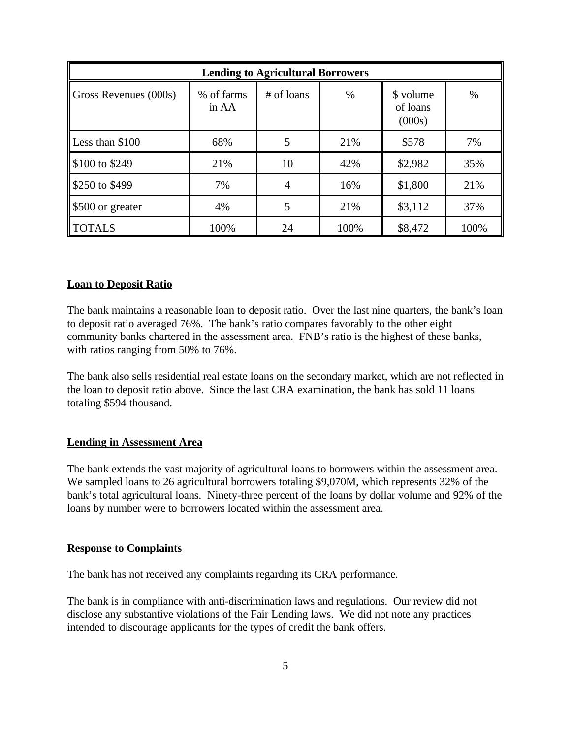| Lending to Agricultural Borrowers | | | | | |
|---|---|---|---|---|---|
| Gross Revenues (000s) | % of farms in AA | # of loans | % | $ volume of loans (000s) | % |
| Less than $100 | 68% | 5 | 21% | $578 | 7% |
| $100 to $249 | 21% | 10 | 42% | $2,982 | 35% |
| $250 to $499 | 7% | 4 | 16% | $1,800 | 21% |
| $500 or greater | 4% | 5 | 21% | $3,112 | 37% |
| TOTALS | 100% | 24 | 100% | $8,472 | 100% |

**Loan to Deposit Ratio**

The bank maintains a reasonable loan to deposit ratio. Over the last nine quarters, the bank's loan to deposit ratio averaged 76%. The bank's ratio compares favorably to the other eight community banks chartered in the assessment area. FNB's ratio is the highest of these banks, with ratios ranging from 50% to 76%.

The bank also sells residential real estate loans on the secondary market, which are not reflected in the loan to deposit ratio above. Since the last CRA examination, the bank has sold 11 loans totaling $594 thousand.

**Lending in Assessment Area**

The bank extends the vast majority of agricultural loans to borrowers within the assessment area. We sampled loans to 26 agricultural borrowers totaling $9,070M, which represents 32% of the bank's total agricultural loans. Ninety-three percent of the loans by dollar volume and 92% of the loans by number were to borrowers located within the assessment area.

**Response to Complaints**

The bank has not received any complaints regarding its CRA performance.

The bank is in compliance with anti-discrimination laws and regulations. Our review did not disclose any substantive violations of the Fair Lending laws. We did not note any practices intended to discourage applicants for the types of credit the bank offers.